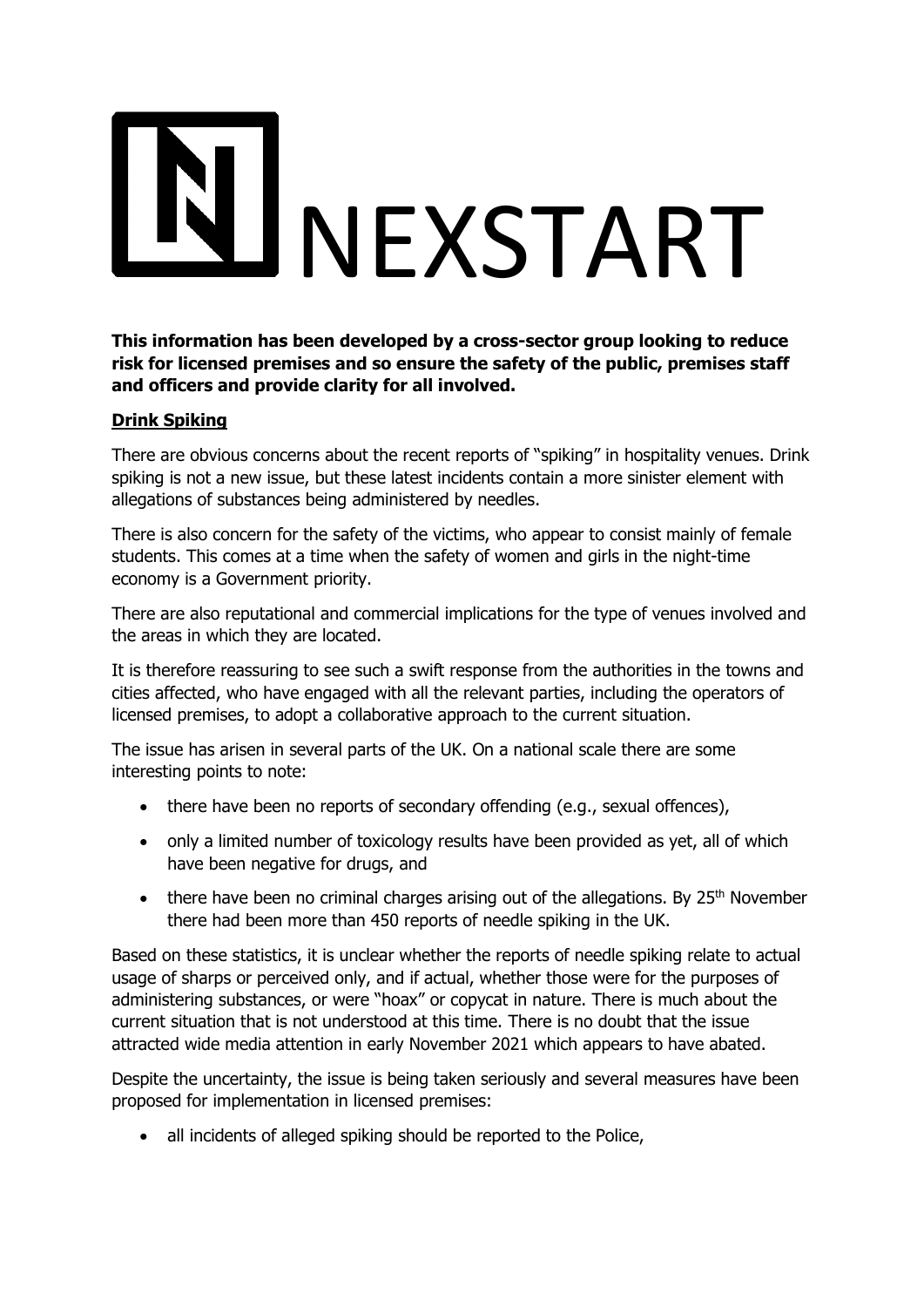# NEXSTART

**This information has been developed by a cross-sector group looking to reduce risk for licensed premises and so ensure the safety of the public, premises staff and officers and provide clarity for all involved.**

## Drink Spiking

There are obvious concerns about the recent reports of "spiking" in hospitality venues. Drink spiking is not a new issue, but these latest incidents contain a more sinister element with allegations of substances being administered by needles.

There is also concern for the safety of the victims, who appear to consist mainly of female students. This comes at a time when the safety of women and girls in the night-time economy is a Government priority.

There are also reputational and commercial implications for the type of venues involved and the areas in which they are located.

It is therefore reassuring to see such a swift response from the authorities in the towns and cities affected, who have engaged with all the relevant parties, including the operators of licensed premises, to adopt a collaborative approach to the current situation.

The issue has arisen in several parts of the UK. On a national scale there are some interesting points to note:

- there have been no reports of secondary offending (e.g., sexual offences),
- only a limited number of toxicology results have been provided as yet, all of which have been negative for drugs, and
- there have been no criminal charges arising out of the allegations. By 25th November there had been more than 450 reports of needle spiking in the UK.

Based on these statistics, it is unclear whether the reports of needle spiking relate to actual usage of sharps or perceived only, and if actual, whether those were for the purposes of administering substances, or were "hoax" or copycat in nature. There is much about the current situation that is not understood at this time. There is no doubt that the issue attracted wide media attention in early November 2021 which appears to have abated.

Despite the uncertainty, the issue is being taken seriously and several measures have been proposed for implementation in licensed premises:

- all incidents of alleged spiking should be reported to the Police,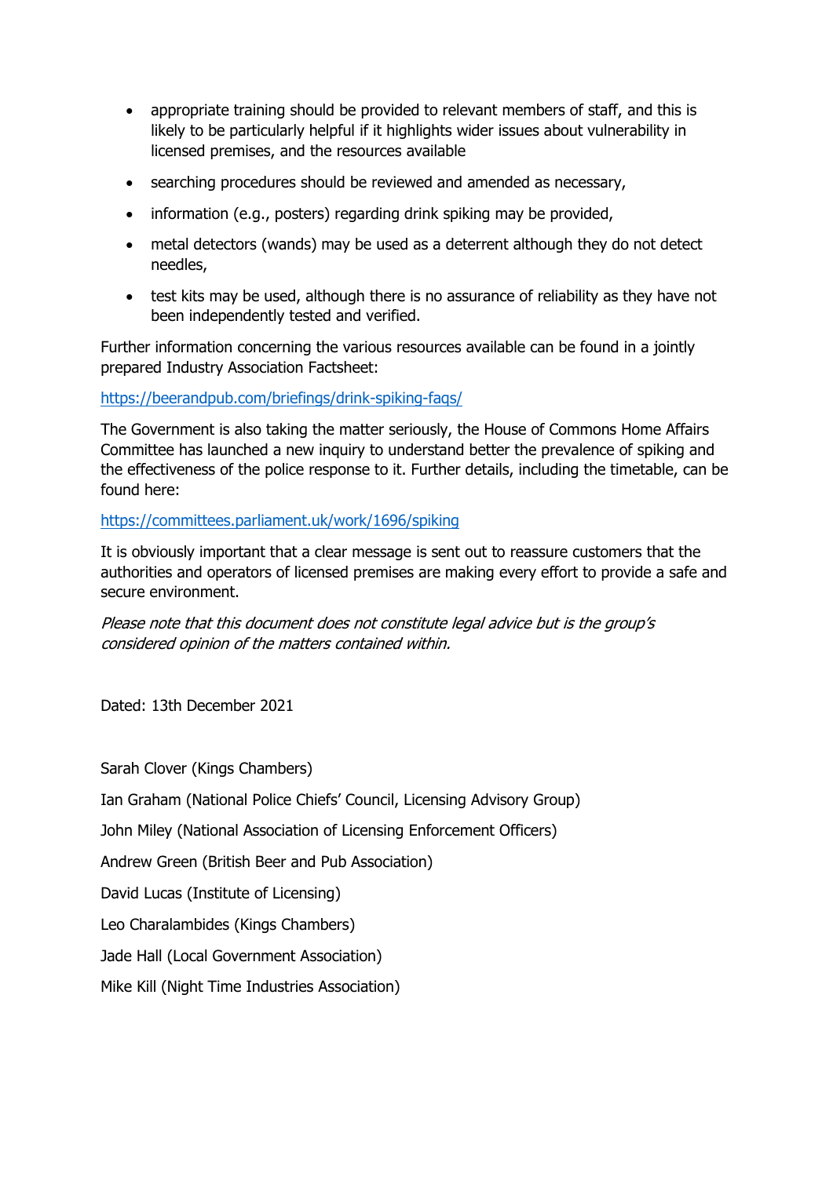- appropriate training should be provided to relevant members of staff, and this is likely to be particularly helpful if it highlights wider issues about vulnerability in licensed premises, and the resources available
- searching procedures should be reviewed and amended as necessary,
- information (e.g., posters) regarding drink spiking may be provided,
- metal detectors (wands) may be used as a deterrent although they do not detect needles,
- test kits may be used, although there is no assurance of reliability as they have not been independently tested and verified.

Further information concerning the various resources available can be found in a jointly prepared Industry Association Factsheet:

https://beerandpub.com/briefings/drink-spiking-faqs/

The Government is also taking the matter seriously, the House of Commons Home Affairs Committee has launched a new inquiry to understand better the prevalence of spiking and the effectiveness of the police response to it. Further details, including the timetable, can be found here:

https://committees.parliament.uk/work/1696/spiking

It is obviously important that a clear message is sent out to reassure customers that the authorities and operators of licensed premises are making every effort to provide a safe and secure environment.

*Please note that this document does not constitute legal advice but is the group's considered opinion of the matters contained within.*

Dated: 13th December 2021

Sarah Clover (Kings Chambers)

Ian Graham (National Police Chiefs' Council, Licensing Advisory Group)

John Miley (National Association of Licensing Enforcement Officers)

Andrew Green (British Beer and Pub Association)

David Lucas (Institute of Licensing)

Leo Charalambides (Kings Chambers)

Jade Hall (Local Government Association)

Mike Kill (Night Time Industries Association)